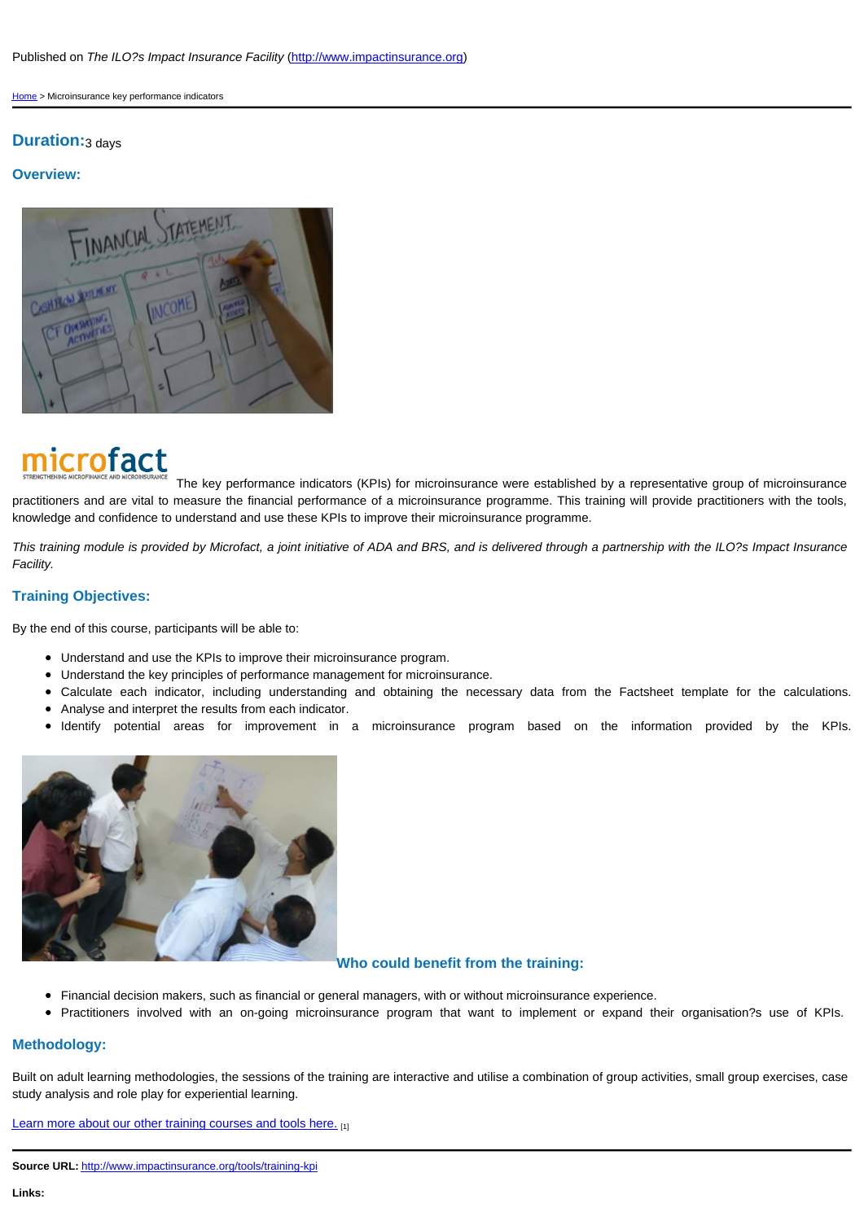Published on *The ILO?s Impact Insurance Facility* (http://www.impactinsurance.org)

Home > Microinsurance key performance indicators

## Duration: 3 days

## Overview:

The key performance indicators (KPIs) for microinsurance were established by a representative group of microinsurance practitioners and are vital to measure the financial performance of a microinsurance programme. This training will provide practitioners with the tools, knowledge and confidence to understand and use these KPIs to improve their microinsurance programme.

*This training module is provided by Microfact, a joint initiative of ADA and BRS, and is delivered through a partnership with the ILO?s Impact Insurance Facility.*

## Training Objectives:

By the end of this course, participants will be able to:

- Understand and use the KPIs to improve their microinsurance program.
- Understand the key principles of performance management for microinsurance.
- Calculate each indicator, including understanding and obtaining the necessary data from the Factsheet template for the calculations.
- Analyse and interpret the results from each indicator.
- Identify potential areas for improvement in a microinsurance program based on the information provided by the KPIs.

## Who could benefit from the training:

- Financial decision makers, such as financial or general managers, with or without microinsurance experience.
- Practitioners involved with an on-going microinsurance program that want to implement or expand their organisation?s use of KPIs.

## Methodology:

Built on adult learning methodologies, the sessions of the training are interactive and utilise a combination of group activities, small group exercises, case study analysis and role play for experiential learning.

Learn more about our other training courses and tools here. [1]

**Source URL:** http://www.impactinsurance.org/tools/training-kpi

**Links:**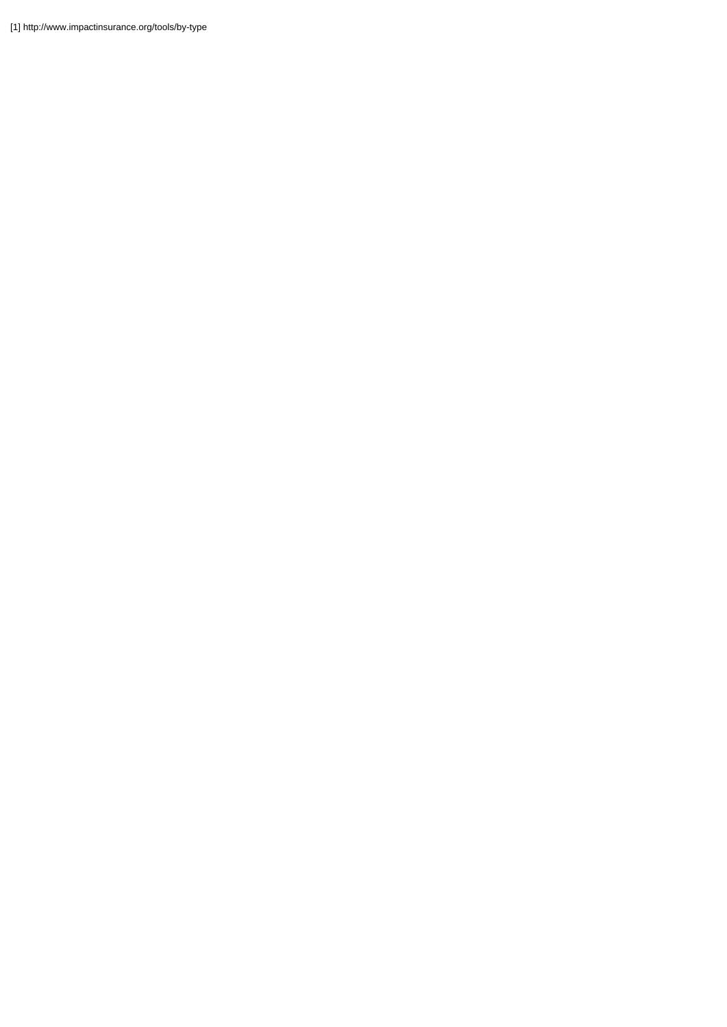[1] http://www.impactinsurance.org/tools/by-type